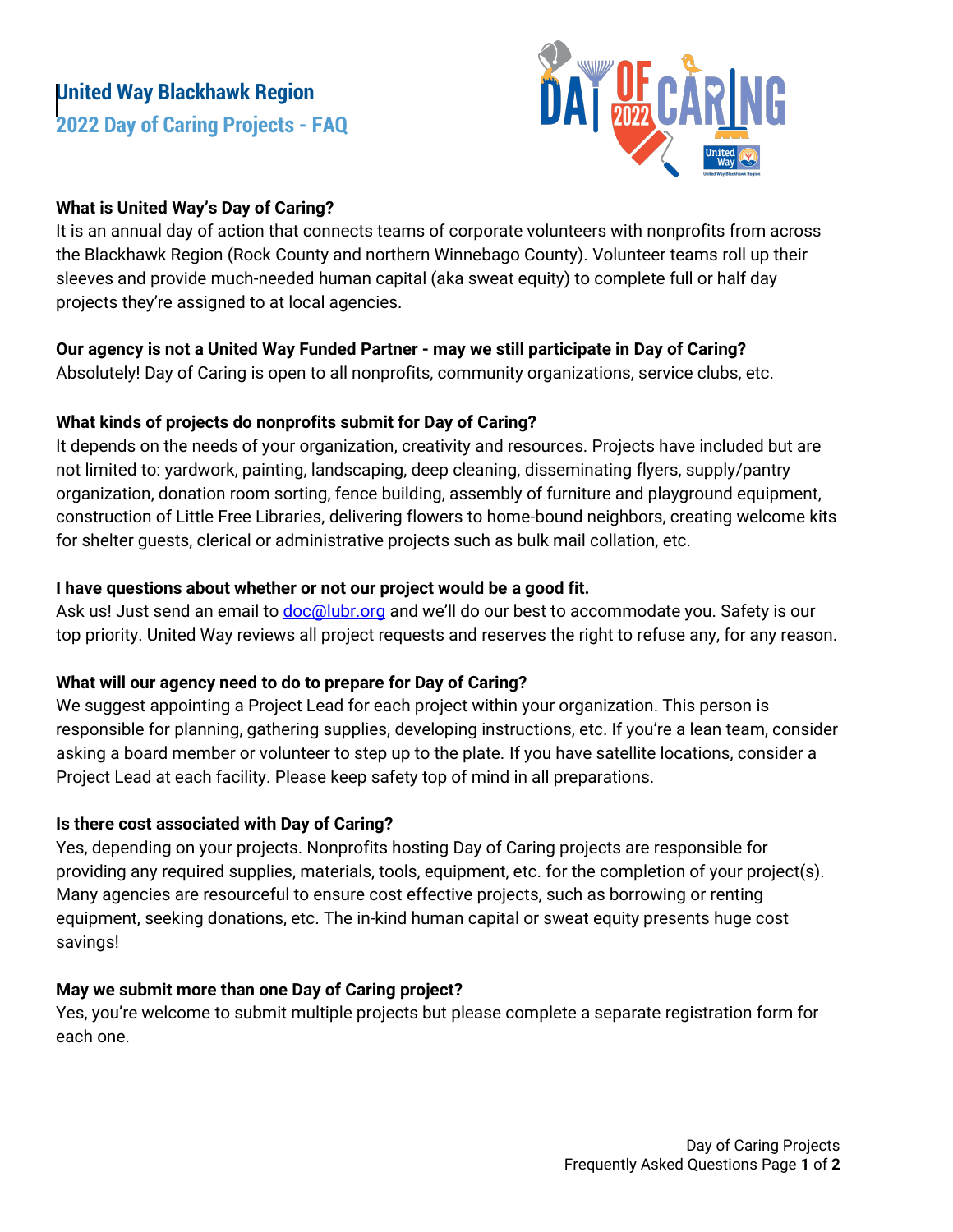# United Way Blackhawk Region

## 2022 Day of Caring Projects - FAQ

**What is United Way's Day of Caring?**

It is an annual day of action that connects teams of corporate volunteers with nonprofits from across the Blackhawk Region (Rock County and northern Winnebago County). Volunteer teams roll up their sleeves and provide much-needed human capital (aka sweat equity) to complete full or half day projects they're assigned to at local agencies.

**Our agency is not a United Way Funded Partner - may we still participate in Day of Caring?**

Absolutely! Day of Caring is open to all nonprofits, community organizations, service clubs, etc.

**What kinds of projects do nonprofits submit for Day of Caring?**

It depends on the needs of your organization, creativity and resources. Projects have included but are not limited to: yardwork, painting, landscaping, deep cleaning, disseminating flyers, supply/pantry organization, donation room sorting, fence building, assembly of furniture and playground equipment, construction of Little Free Libraries, delivering flowers to home-bound neighbors, creating welcome kits for shelter guests, clerical or administrative projects such as bulk mail collation, etc.

**I have questions about whether or not our project would be a good fit.**

Ask us! Just send an email to doc@lubr.org and we'll do our best to accommodate you. Safety is our top priority. United Way reviews all project requests and reserves the right to refuse any, for any reason.

**What will our agency need to do to prepare for Day of Caring?**

We suggest appointing a Project Lead for each project within your organization. This person is responsible for planning, gathering supplies, developing instructions, etc. If you're a lean team, consider asking a board member or volunteer to step up to the plate. If you have satellite locations, consider a Project Lead at each facility. Please keep safety top of mind in all preparations.

**Is there cost associated with Day of Caring?**

Yes, depending on your projects. Nonprofits hosting Day of Caring projects are responsible for providing any required supplies, materials, tools, equipment, etc. for the completion of your project(s). Many agencies are resourceful to ensure cost effective projects, such as borrowing or renting equipment, seeking donations, etc. The in-kind human capital or sweat equity presents huge cost savings!

**May we submit more than one Day of Caring project?**

Yes, you're welcome to submit multiple projects but please complete a separate registration form for each one.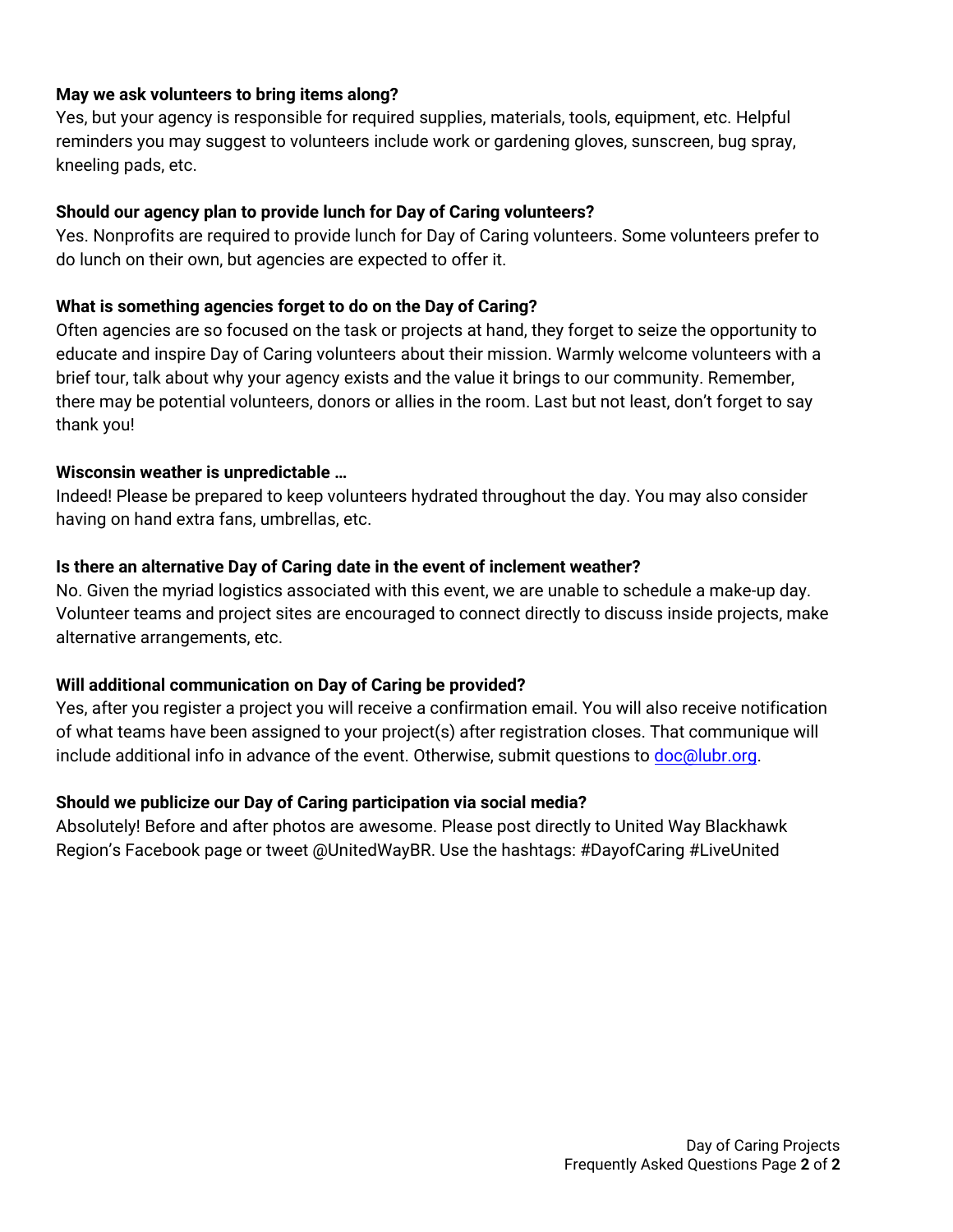**May we ask volunteers to bring items along?**
Yes, but your agency is responsible for required supplies, materials, tools, equipment, etc. Helpful reminders you may suggest to volunteers include work or gardening gloves, sunscreen, bug spray, kneeling pads, etc.

**Should our agency plan to provide lunch for Day of Caring volunteers?**
Yes. Nonprofits are required to provide lunch for Day of Caring volunteers. Some volunteers prefer to do lunch on their own, but agencies are expected to offer it.

**What is something agencies forget to do on the Day of Caring?**
Often agencies are so focused on the task or projects at hand, they forget to seize the opportunity to educate and inspire Day of Caring volunteers about their mission. Warmly welcome volunteers with a brief tour, talk about why your agency exists and the value it brings to our community. Remember, there may be potential volunteers, donors or allies in the room. Last but not least, don't forget to say thank you!

**Wisconsin weather is unpredictable …**
Indeed! Please be prepared to keep volunteers hydrated throughout the day. You may also consider having on hand extra fans, umbrellas, etc.

**Is there an alternative Day of Caring date in the event of inclement weather?**
No. Given the myriad logistics associated with this event, we are unable to schedule a make-up day. Volunteer teams and project sites are encouraged to connect directly to discuss inside projects, make alternative arrangements, etc.

**Will additional communication on Day of Caring be provided?**
Yes, after you register a project you will receive a confirmation email. You will also receive notification of what teams have been assigned to your project(s) after registration closes. That communique will include additional info in advance of the event. Otherwise, submit questions to doc@lubr.org.

**Should we publicize our Day of Caring participation via social media?**
Absolutely! Before and after photos are awesome. Please post directly to United Way Blackhawk Region's Facebook page or tweet @UnitedWayBR. Use the hashtags: #DayofCaring #LiveUnited